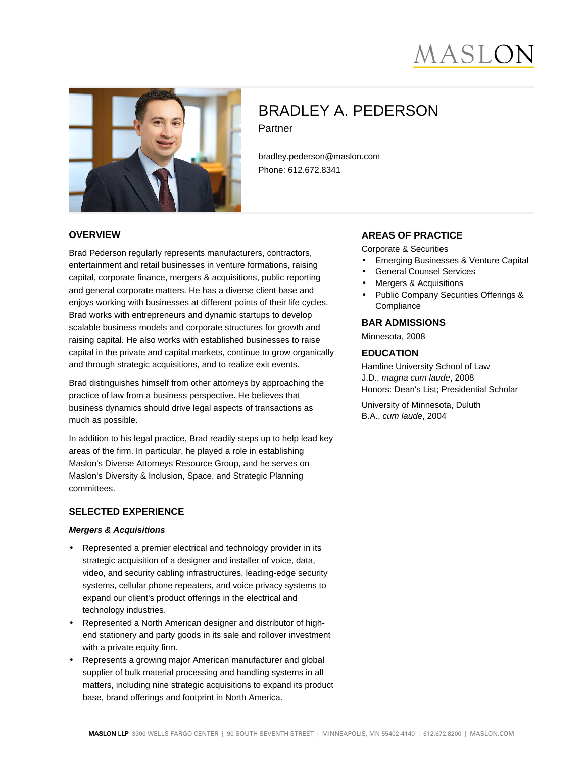# BRADLEY A. PEDERSON

Partner

bradley.pederson@maslon.com
Phone: 612.672.8341

## OVERVIEW

Brad Pederson regularly represents manufacturers, contractors, entertainment and retail businesses in venture formations, raising capital, corporate finance, mergers & acquisitions, public reporting and general corporate matters. He has a diverse client base and enjoys working with businesses at different points of their life cycles. Brad works with entrepreneurs and dynamic startups to develop scalable business models and corporate structures for growth and raising capital. He also works with established businesses to raise capital in the private and capital markets, continue to grow organically and through strategic acquisitions, and to realize exit events.

Brad distinguishes himself from other attorneys by approaching the practice of law from a business perspective. He believes that business dynamics should drive legal aspects of transactions as much as possible.

In addition to his legal practice, Brad readily steps up to help lead key areas of the firm. In particular, he played a role in establishing Maslon's Diverse Attorneys Resource Group, and he serves on Maslon's Diversity & Inclusion, Space, and Strategic Planning committees.

## SELECTED EXPERIENCE

***Mergers & Acquisitions***

- Represented a premier electrical and technology provider in its strategic acquisition of a designer and installer of voice, data, video, and security cabling infrastructures, leading-edge security systems, cellular phone repeaters, and voice privacy systems to expand our client's product offerings in the electrical and technology industries.
- Represented a North American designer and distributor of high-end stationery and party goods in its sale and rollover investment with a private equity firm.
- Represents a growing major American manufacturer and global supplier of bulk material processing and handling systems in all matters, including nine strategic acquisitions to expand its product base, brand offerings and footprint in North America.

## AREAS OF PRACTICE

Corporate & Securities

- Emerging Businesses & Venture Capital
- General Counsel Services
- Mergers & Acquisitions
- Public Company Securities Offerings & Compliance

## BAR ADMISSIONS

Minnesota, 2008

## EDUCATION

Hamline University School of Law
J.D., *magna cum laude*, 2008
Honors: Dean's List; Presidential Scholar

University of Minnesota, Duluth
B.A., *cum laude*, 2004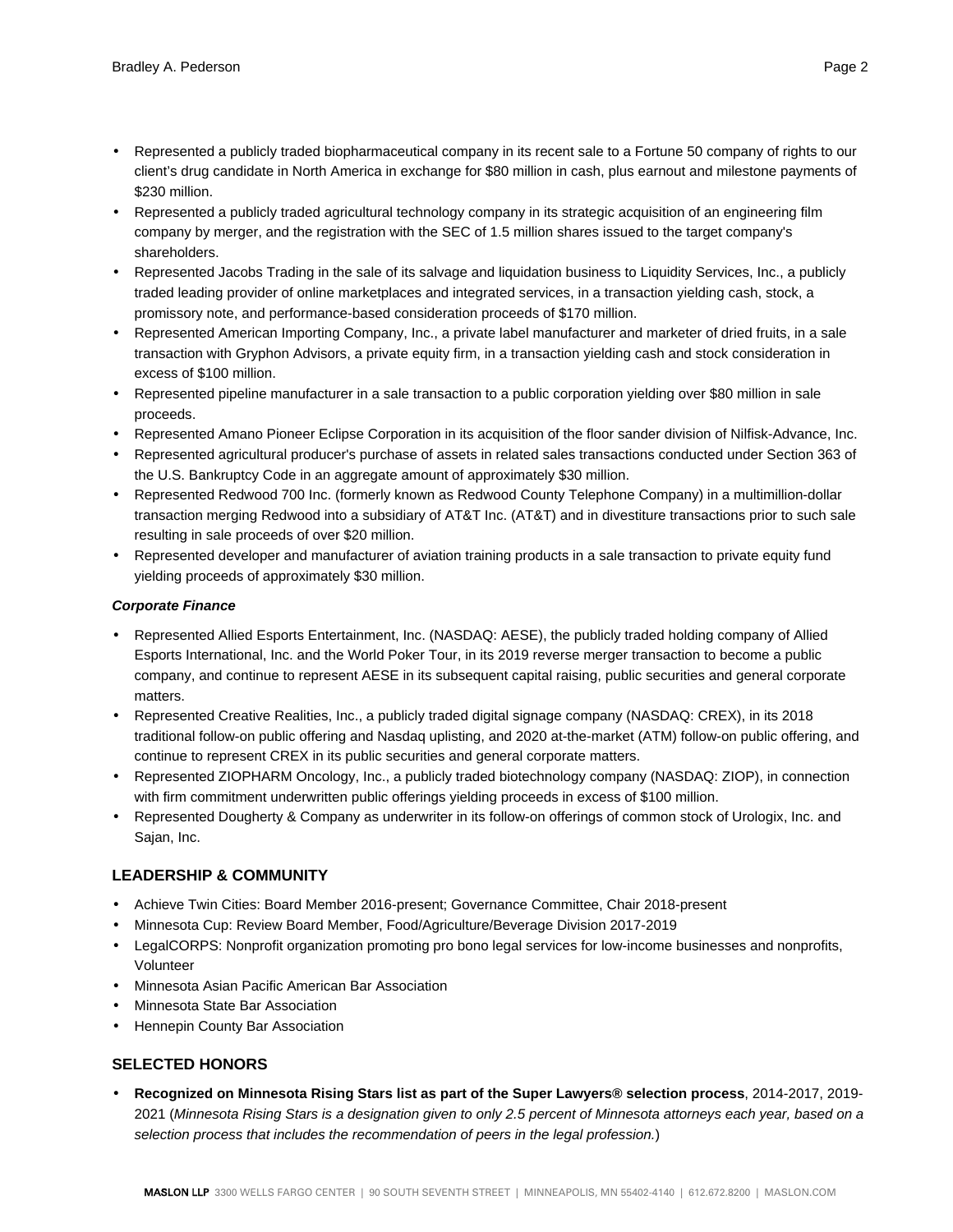- Represented a publicly traded biopharmaceutical company in its recent sale to a Fortune 50 company of rights to our client's drug candidate in North America in exchange for $80 million in cash, plus earnout and milestone payments of $230 million.
- Represented a publicly traded agricultural technology company in its strategic acquisition of an engineering film company by merger, and the registration with the SEC of 1.5 million shares issued to the target company's shareholders.
- Represented Jacobs Trading in the sale of its salvage and liquidation business to Liquidity Services, Inc., a publicly traded leading provider of online marketplaces and integrated services, in a transaction yielding cash, stock, a promissory note, and performance-based consideration proceeds of $170 million.
- Represented American Importing Company, Inc., a private label manufacturer and marketer of dried fruits, in a sale transaction with Gryphon Advisors, a private equity firm, in a transaction yielding cash and stock consideration in excess of $100 million.
- Represented pipeline manufacturer in a sale transaction to a public corporation yielding over $80 million in sale proceeds.
- Represented Amano Pioneer Eclipse Corporation in its acquisition of the floor sander division of Nilfisk-Advance, Inc.
- Represented agricultural producer's purchase of assets in related sales transactions conducted under Section 363 of the U.S. Bankruptcy Code in an aggregate amount of approximately $30 million.
- Represented Redwood 700 Inc. (formerly known as Redwood County Telephone Company) in a multimillion-dollar transaction merging Redwood into a subsidiary of AT&T Inc. (AT&T) and in divestiture transactions prior to such sale resulting in sale proceeds of over $20 million.
- Represented developer and manufacturer of aviation training products in a sale transaction to private equity fund yielding proceeds of approximately $30 million.

***Corporate Finance***

- Represented Allied Esports Entertainment, Inc. (NASDAQ: AESE), the publicly traded holding company of Allied Esports International, Inc. and the World Poker Tour, in its 2019 reverse merger transaction to become a public company, and continue to represent AESE in its subsequent capital raising, public securities and general corporate matters.
- Represented Creative Realities, Inc., a publicly traded digital signage company (NASDAQ: CREX), in its 2018 traditional follow-on public offering and Nasdaq uplisting, and 2020 at-the-market (ATM) follow-on public offering, and continue to represent CREX in its public securities and general corporate matters.
- Represented ZIOPHARM Oncology, Inc., a publicly traded biotechnology company (NASDAQ: ZIOP), in connection with firm commitment underwritten public offerings yielding proceeds in excess of $100 million.
- Represented Dougherty & Company as underwriter in its follow-on offerings of common stock of Urologix, Inc. and Sajan, Inc.

## LEADERSHIP & COMMUNITY

- Achieve Twin Cities: Board Member 2016-present; Governance Committee, Chair 2018-present
- Minnesota Cup: Review Board Member, Food/Agriculture/Beverage Division 2017-2019
- LegalCORPS: Nonprofit organization promoting pro bono legal services for low-income businesses and nonprofits, Volunteer
- Minnesota Asian Pacific American Bar Association
- Minnesota State Bar Association
- Hennepin County Bar Association

## SELECTED HONORS

- **Recognized on Minnesota Rising Stars list as part of the Super Lawyers® selection process**, 2014-2017, 2019-2021 (*Minnesota Rising Stars is a designation given to only 2.5 percent of Minnesota attorneys each year, based on a selection process that includes the recommendation of peers in the legal profession.*)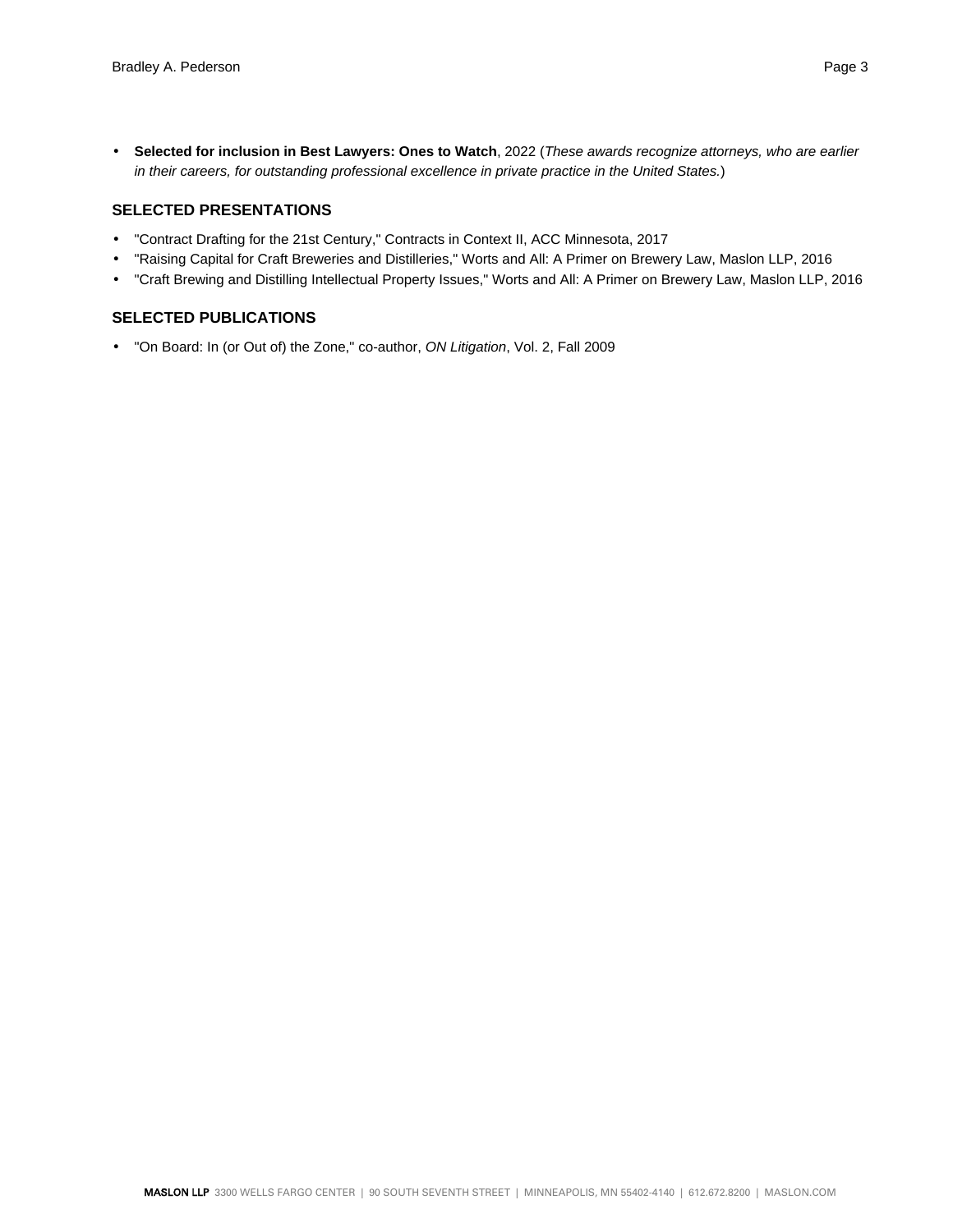- **Selected for inclusion in Best Lawyers: Ones to Watch**, 2022 (*These awards recognize attorneys, who are earlier in their careers, for outstanding professional excellence in private practice in the United States.*)

### SELECTED PRESENTATIONS

- "Contract Drafting for the 21st Century," Contracts in Context II, ACC Minnesota, 2017
- "Raising Capital for Craft Breweries and Distilleries," Worts and All: A Primer on Brewery Law, Maslon LLP, 2016
- "Craft Brewing and Distilling Intellectual Property Issues," Worts and All: A Primer on Brewery Law, Maslon LLP, 2016

### SELECTED PUBLICATIONS

- "On Board: In (or Out of) the Zone," co-author, *ON Litigation*, Vol. 2, Fall 2009